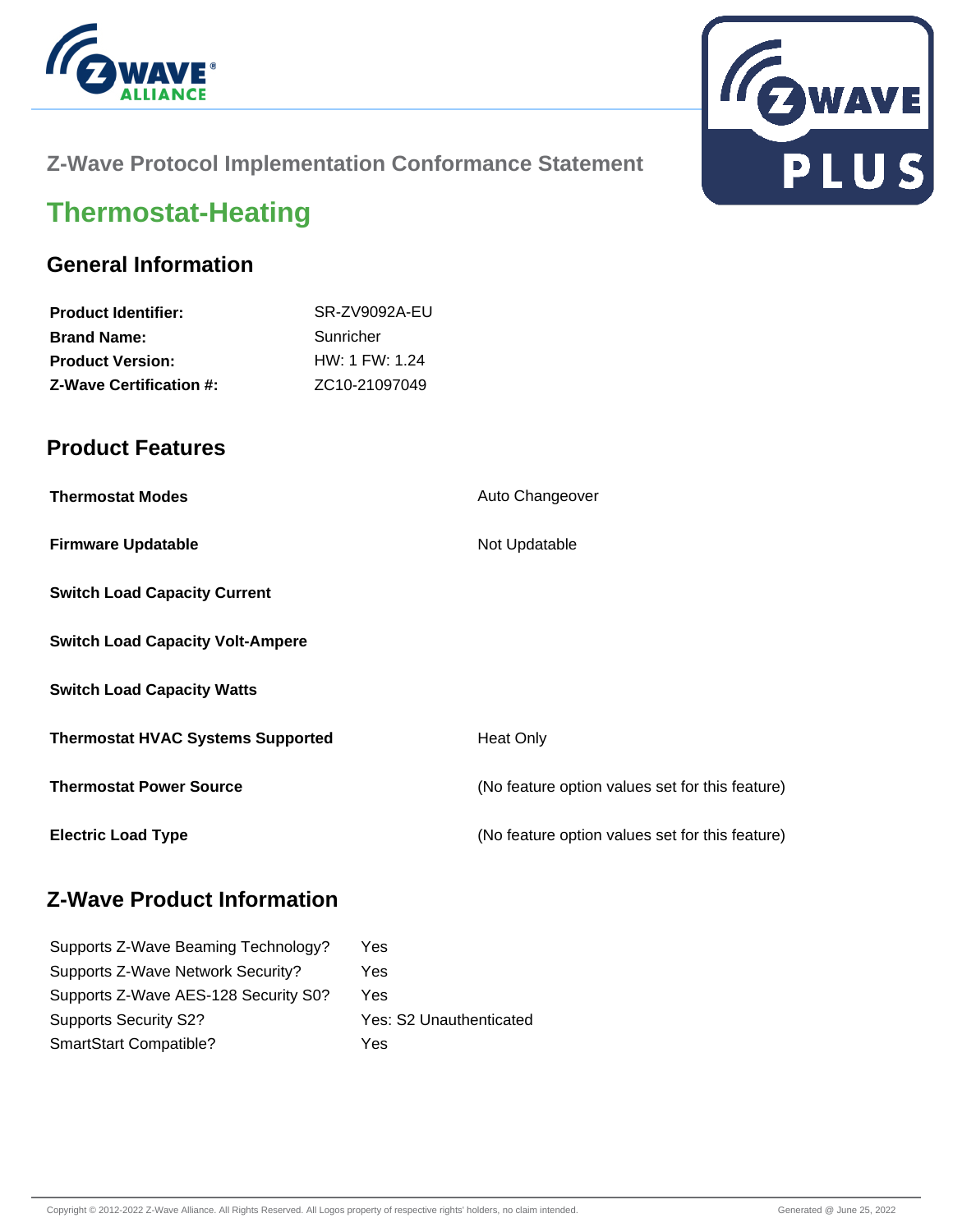Z-Wave Protocol Implementation Conformance Statement

# Thermostat-Heating

## General Information

| | |
|---|---|
| **Product Identifier:** | SR-ZV9092A-EU |
| **Brand Name:** | Sunricher |
| **Product Version:** | HW: 1 FW: 1.24 |
| **Z-Wave Certification #:** | ZC10-21097049 |

## Product Features

| | |
|---|---|
| **Thermostat Modes** | Auto Changeover |
| **Firmware Updatable** | Not Updatable |
| **Switch Load Capacity Current** | |
| **Switch Load Capacity Volt-Ampere** | |
| **Switch Load Capacity Watts** | |
| **Thermostat HVAC Systems Supported** | Heat Only |
| **Thermostat Power Source** | (No feature option values set for this feature) |
| **Electric Load Type** | (No feature option values set for this feature) |

## Z-Wave Product Information

| | |
|---|---|
| Supports Z-Wave Beaming Technology? | Yes |
| Supports Z-Wave Network Security? | Yes |
| Supports Z-Wave AES-128 Security S0? | Yes |
| Supports Security S2? | Yes: S2 Unauthenticated |
| SmartStart Compatible? | Yes |

Copyright © 2012-2022 Z-Wave Alliance. All Rights Reserved. All Logos property of respective rights' holders, no claim intended. Generated @ June 25, 2022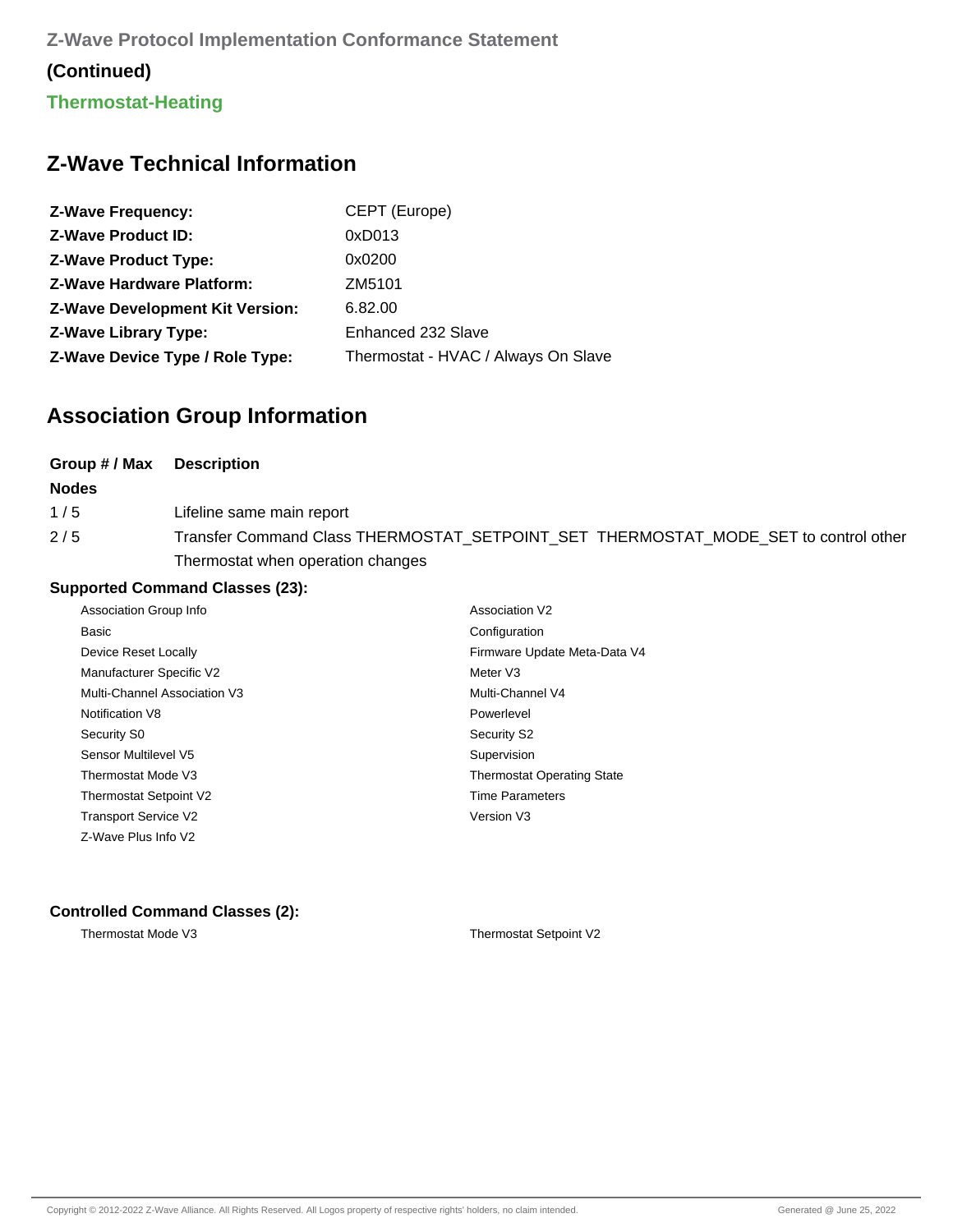Z-Wave Protocol Implementation Conformance Statement

**(Continued)**

**Thermostat-Heating**

## Z-Wave Technical Information

| | |
|---|---|
| **Z-Wave Frequency:** | CEPT (Europe) |
| **Z-Wave Product ID:** | 0xD013 |
| **Z-Wave Product Type:** | 0x0200 |
| **Z-Wave Hardware Platform:** | ZM5101 |
| **Z-Wave Development Kit Version:** | 6.82.00 |
| **Z-Wave Library Type:** | Enhanced 232 Slave |
| **Z-Wave Device Type / Role Type:** | Thermostat - HVAC / Always On Slave |

## Association Group Information

| Group # / Max Nodes | Description |
|---|---|
| 1 / 5 | Lifeline same main report |
| 2 / 5 | Transfer Command Class THERMOSTAT_SETPOINT_SET THERMOSTAT_MODE_SET to control other Thermostat when operation changes |

**Supported Command Classes (23):**

- Association Group Info
- Association V2
- Basic
- Configuration
- Device Reset Locally
- Firmware Update Meta-Data V4
- Manufacturer Specific V2
- Meter V3
- Multi-Channel Association V3
- Multi-Channel V4
- Notification V8
- Powerlevel
- Security S0
- Security S2
- Sensor Multilevel V5
- Supervision
- Thermostat Mode V3
- Thermostat Operating State
- Thermostat Setpoint V2
- Time Parameters
- Transport Service V2
- Version V3
- Z-Wave Plus Info V2

**Controlled Command Classes (2):**

- Thermostat Mode V3
- Thermostat Setpoint V2